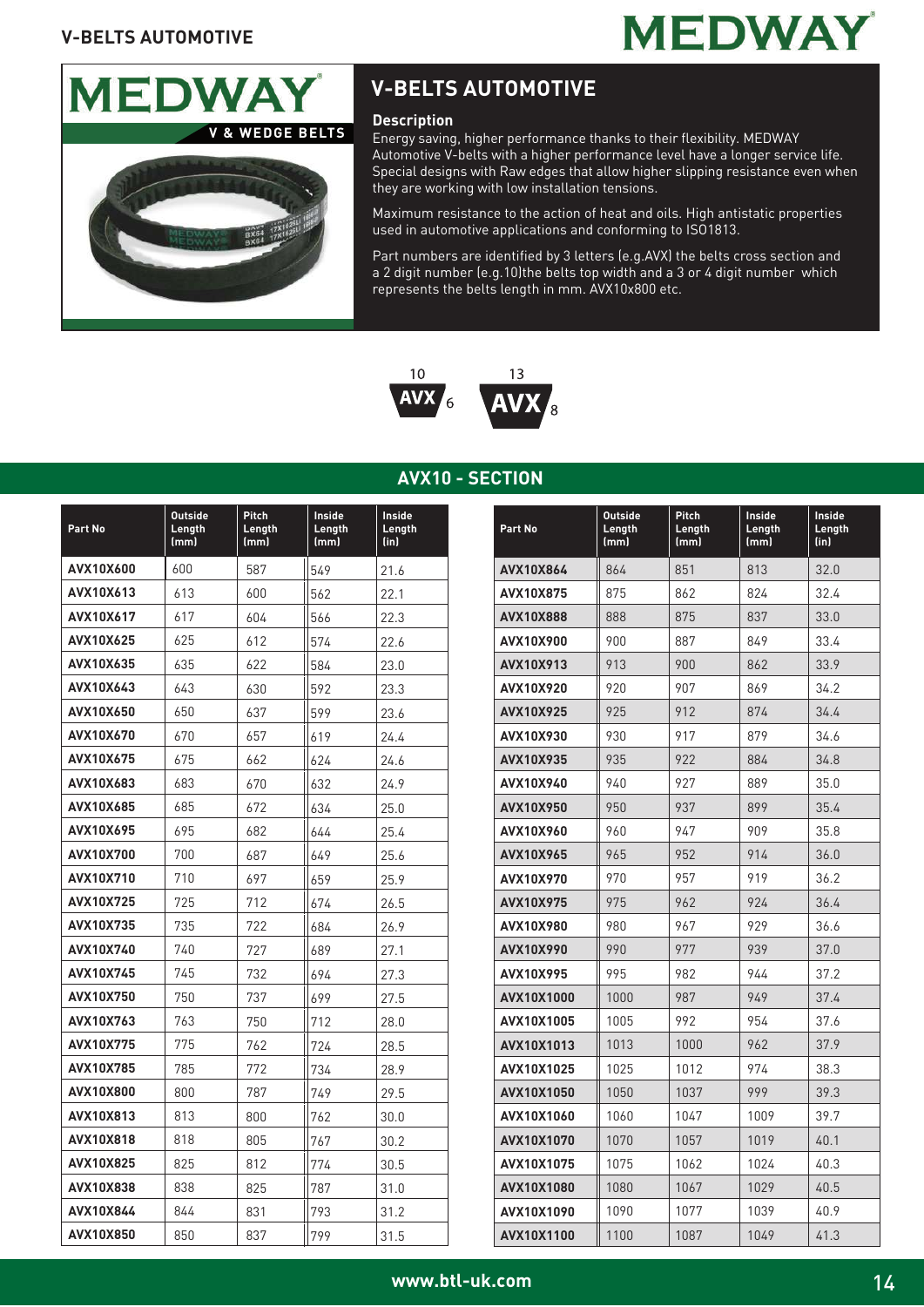## V-BELTS AUTOMOTIVE

### Description

Energy saving, higher performance thanks to their flexibility. MEDWAY Automotive V-belts with a higher performance level have a longer service life. Special designs with Raw edges that allow higher slipping resistance even when they are working with low installation tensions.

Maximum resistance to the action of heat and oils. High antistatic properties used in automotive applications and conforming to ISO1813.

Part numbers are identified by 3 letters (e.g.AVX) the belts cross section and a 2 digit number (e.g.10)the belts top width and a 3 or 4 digit number which represents the belts length in mm. AVX10x800 etc.

10 AVX 6 13 AVX 8

## AVX10 - SECTION

| Part No | Outside Length (mm) | Pitch Length (mm) | Inside Length (mm) | Inside Length (in) |
|---|---|---|---|---|
| AVX10X600 | 600 | 587 | 549 | 21.6 |
| AVX10X613 | 613 | 600 | 562 | 22.1 |
| AVX10X617 | 617 | 604 | 566 | 22.3 |
| AVX10X625 | 625 | 612 | 574 | 22.6 |
| AVX10X635 | 635 | 622 | 584 | 23.0 |
| AVX10X643 | 643 | 630 | 592 | 23.3 |
| AVX10X650 | 650 | 637 | 599 | 23.6 |
| AVX10X670 | 670 | 657 | 619 | 24.4 |
| AVX10X675 | 675 | 662 | 624 | 24.6 |
| AVX10X683 | 683 | 670 | 632 | 24.9 |
| AVX10X685 | 685 | 672 | 634 | 25.0 |
| AVX10X695 | 695 | 682 | 644 | 25.4 |
| AVX10X700 | 700 | 687 | 649 | 25.6 |
| AVX10X710 | 710 | 697 | 659 | 25.9 |
| AVX10X725 | 725 | 712 | 674 | 26.5 |
| AVX10X735 | 735 | 722 | 684 | 26.9 |
| AVX10X740 | 740 | 727 | 689 | 27.1 |
| AVX10X745 | 745 | 732 | 694 | 27.3 |
| AVX10X750 | 750 | 737 | 699 | 27.5 |
| AVX10X763 | 763 | 750 | 712 | 28.0 |
| AVX10X775 | 775 | 762 | 724 | 28.5 |
| AVX10X785 | 785 | 772 | 734 | 28.9 |
| AVX10X800 | 800 | 787 | 749 | 29.5 |
| AVX10X813 | 813 | 800 | 762 | 30.0 |
| AVX10X818 | 818 | 805 | 767 | 30.2 |
| AVX10X825 | 825 | 812 | 774 | 30.5 |
| AVX10X838 | 838 | 825 | 787 | 31.0 |
| AVX10X844 | 844 | 831 | 793 | 31.2 |
| AVX10X850 | 850 | 837 | 799 | 31.5 |
| AVX10X864 | 864 | 851 | 813 | 32.0 |
| AVX10X875 | 875 | 862 | 824 | 32.4 |
| AVX10X888 | 888 | 875 | 837 | 33.0 |
| AVX10X900 | 900 | 887 | 849 | 33.4 |
| AVX10X913 | 913 | 900 | 862 | 33.9 |
| AVX10X920 | 920 | 907 | 869 | 34.2 |
| AVX10X925 | 925 | 912 | 874 | 34.4 |
| AVX10X930 | 930 | 917 | 879 | 34.6 |
| AVX10X935 | 935 | 922 | 884 | 34.8 |
| AVX10X940 | 940 | 927 | 889 | 35.0 |
| AVX10X950 | 950 | 937 | 899 | 35.4 |
| AVX10X960 | 960 | 947 | 909 | 35.8 |
| AVX10X965 | 965 | 952 | 914 | 36.0 |
| AVX10X970 | 970 | 957 | 919 | 36.2 |
| AVX10X975 | 975 | 962 | 924 | 36.4 |
| AVX10X980 | 980 | 967 | 929 | 36.6 |
| AVX10X990 | 990 | 977 | 939 | 37.0 |
| AVX10X995 | 995 | 982 | 944 | 37.2 |
| AVX10X1000 | 1000 | 987 | 949 | 37.4 |
| AVX10X1005 | 1005 | 992 | 954 | 37.6 |
| AVX10X1013 | 1013 | 1000 | 962 | 37.9 |
| AVX10X1025 | 1025 | 1012 | 974 | 38.3 |
| AVX10X1050 | 1050 | 1037 | 999 | 39.3 |
| AVX10X1060 | 1060 | 1047 | 1009 | 39.7 |
| AVX10X1070 | 1070 | 1057 | 1019 | 40.1 |
| AVX10X1075 | 1075 | 1062 | 1024 | 40.3 |
| AVX10X1080 | 1080 | 1067 | 1029 | 40.5 |
| AVX10X1090 | 1090 | 1077 | 1039 | 40.9 |
| AVX10X1100 | 1100 | 1087 | 1049 | 41.3 |

www.btl-uk.com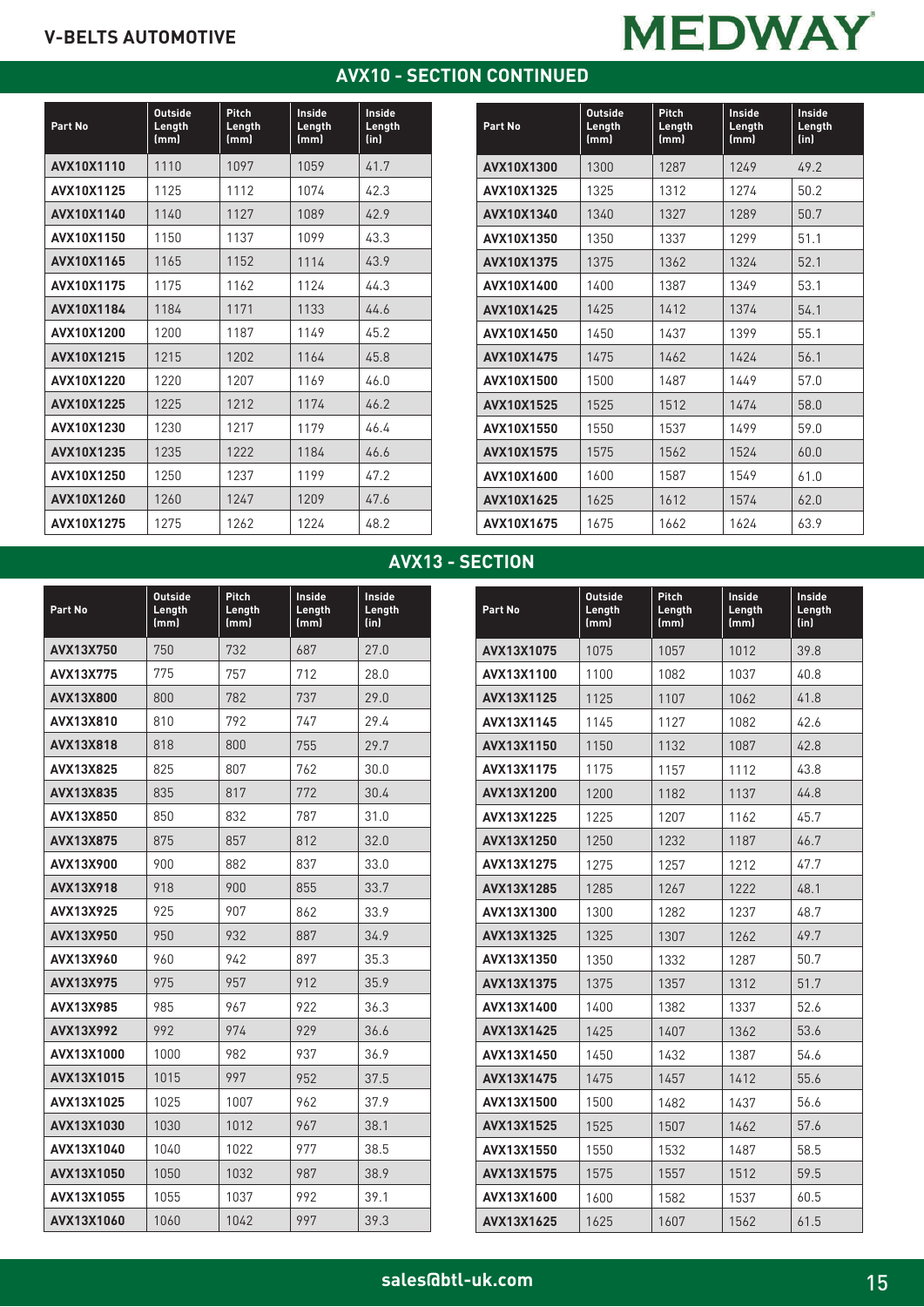## V-BELTS AUTOMOTIVE

## AVX10 - SECTION CONTINUED

| Part No | Outside Length (mm) | Pitch Length (mm) | Inside Length (mm) | Inside Length (in) |
|---|---|---|---|---|
| AVX10X1110 | 1110 | 1097 | 1059 | 41.7 |
| AVX10X1125 | 1125 | 1112 | 1074 | 42.3 |
| AVX10X1140 | 1140 | 1127 | 1089 | 42.9 |
| AVX10X1150 | 1150 | 1137 | 1099 | 43.3 |
| AVX10X1165 | 1165 | 1152 | 1114 | 43.9 |
| AVX10X1175 | 1175 | 1162 | 1124 | 44.3 |
| AVX10X1184 | 1184 | 1171 | 1133 | 44.6 |
| AVX10X1200 | 1200 | 1187 | 1149 | 45.2 |
| AVX10X1215 | 1215 | 1202 | 1164 | 45.8 |
| AVX10X1220 | 1220 | 1207 | 1169 | 46.0 |
| AVX10X1225 | 1225 | 1212 | 1174 | 46.2 |
| AVX10X1230 | 1230 | 1217 | 1179 | 46.4 |
| AVX10X1235 | 1235 | 1222 | 1184 | 46.6 |
| AVX10X1250 | 1250 | 1237 | 1199 | 47.2 |
| AVX10X1260 | 1260 | 1247 | 1209 | 47.6 |
| AVX10X1275 | 1275 | 1262 | 1224 | 48.2 |
| AVX10X1300 | 1300 | 1287 | 1249 | 49.2 |
| AVX10X1325 | 1325 | 1312 | 1274 | 50.2 |
| AVX10X1340 | 1340 | 1327 | 1289 | 50.7 |
| AVX10X1350 | 1350 | 1337 | 1299 | 51.1 |
| AVX10X1375 | 1375 | 1362 | 1324 | 52.1 |
| AVX10X1400 | 1400 | 1387 | 1349 | 53.1 |
| AVX10X1425 | 1425 | 1412 | 1374 | 54.1 |
| AVX10X1450 | 1450 | 1437 | 1399 | 55.1 |
| AVX10X1475 | 1475 | 1462 | 1424 | 56.1 |
| AVX10X1500 | 1500 | 1487 | 1449 | 57.0 |
| AVX10X1525 | 1525 | 1512 | 1474 | 58.0 |
| AVX10X1550 | 1550 | 1537 | 1499 | 59.0 |
| AVX10X1575 | 1575 | 1562 | 1524 | 60.0 |
| AVX10X1600 | 1600 | 1587 | 1549 | 61.0 |
| AVX10X1625 | 1625 | 1612 | 1574 | 62.0 |
| AVX10X1675 | 1675 | 1662 | 1624 | 63.9 |

## AVX13 - SECTION

| Part No | Outside Length (mm) | Pitch Length (mm) | Inside Length (mm) | Inside Length (in) |
|---|---|---|---|---|
| AVX13X750 | 750 | 732 | 687 | 27.0 |
| AVX13X775 | 775 | 757 | 712 | 28.0 |
| AVX13X800 | 800 | 782 | 737 | 29.0 |
| AVX13X810 | 810 | 792 | 747 | 29.4 |
| AVX13X818 | 818 | 800 | 755 | 29.7 |
| AVX13X825 | 825 | 807 | 762 | 30.0 |
| AVX13X835 | 835 | 817 | 772 | 30.4 |
| AVX13X850 | 850 | 832 | 787 | 31.0 |
| AVX13X875 | 875 | 857 | 812 | 32.0 |
| AVX13X900 | 900 | 882 | 837 | 33.0 |
| AVX13X918 | 918 | 900 | 855 | 33.7 |
| AVX13X925 | 925 | 907 | 862 | 33.9 |
| AVX13X950 | 950 | 932 | 887 | 34.9 |
| AVX13X960 | 960 | 942 | 897 | 35.3 |
| AVX13X975 | 975 | 957 | 912 | 35.9 |
| AVX13X985 | 985 | 967 | 922 | 36.3 |
| AVX13X992 | 992 | 974 | 929 | 36.6 |
| AVX13X1000 | 1000 | 982 | 937 | 36.9 |
| AVX13X1015 | 1015 | 997 | 952 | 37.5 |
| AVX13X1025 | 1025 | 1007 | 962 | 37.9 |
| AVX13X1030 | 1030 | 1012 | 967 | 38.1 |
| AVX13X1040 | 1040 | 1022 | 977 | 38.5 |
| AVX13X1050 | 1050 | 1032 | 987 | 38.9 |
| AVX13X1055 | 1055 | 1037 | 992 | 39.1 |
| AVX13X1060 | 1060 | 1042 | 997 | 39.3 |
| AVX13X1075 | 1075 | 1057 | 1012 | 39.8 |
| AVX13X1100 | 1100 | 1082 | 1037 | 40.8 |
| AVX13X1125 | 1125 | 1107 | 1062 | 41.8 |
| AVX13X1145 | 1145 | 1127 | 1082 | 42.6 |
| AVX13X1150 | 1150 | 1132 | 1087 | 42.8 |
| AVX13X1175 | 1175 | 1157 | 1112 | 43.8 |
| AVX13X1200 | 1200 | 1182 | 1137 | 44.8 |
| AVX13X1225 | 1225 | 1207 | 1162 | 45.7 |
| AVX13X1250 | 1250 | 1232 | 1187 | 46.7 |
| AVX13X1275 | 1275 | 1257 | 1212 | 47.7 |
| AVX13X1285 | 1285 | 1267 | 1222 | 48.1 |
| AVX13X1300 | 1300 | 1282 | 1237 | 48.7 |
| AVX13X1325 | 1325 | 1307 | 1262 | 49.7 |
| AVX13X1350 | 1350 | 1332 | 1287 | 50.7 |
| AVX13X1375 | 1375 | 1357 | 1312 | 51.7 |
| AVX13X1400 | 1400 | 1382 | 1337 | 52.6 |
| AVX13X1425 | 1425 | 1407 | 1362 | 53.6 |
| AVX13X1450 | 1450 | 1432 | 1387 | 54.6 |
| AVX13X1475 | 1475 | 1457 | 1412 | 55.6 |
| AVX13X1500 | 1500 | 1482 | 1437 | 56.6 |
| AVX13X1525 | 1525 | 1507 | 1462 | 57.6 |
| AVX13X1550 | 1550 | 1532 | 1487 | 58.5 |
| AVX13X1575 | 1575 | 1557 | 1512 | 59.5 |
| AVX13X1600 | 1600 | 1582 | 1537 | 60.5 |
| AVX13X1625 | 1625 | 1607 | 1562 | 61.5 |

sales@btl-uk.com